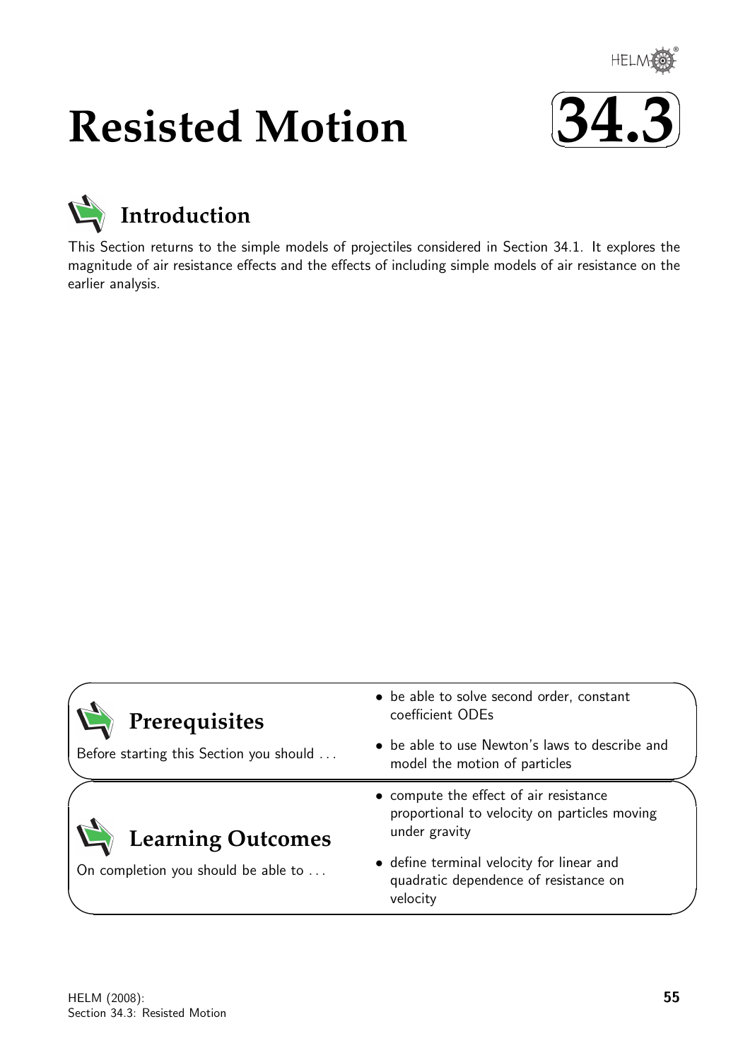# Resisted Motion

# 34.3

## Introduction

This Section returns to the simple models of projectiles considered in Section 34.1. It explores the magnitude of air resistance effects and the effects of including simple models of air resistance on the earlier analysis.

## Prerequisites

Before starting this Section you should ...

- be able to solve second order, constant coefficient ODEs
- be able to use Newton's laws to describe and model the motion of particles

## Learning Outcomes

On completion you should be able to ...

- compute the effect of air resistance proportional to velocity on particles moving under gravity
- define terminal velocity for linear and quadratic dependence of resistance on velocity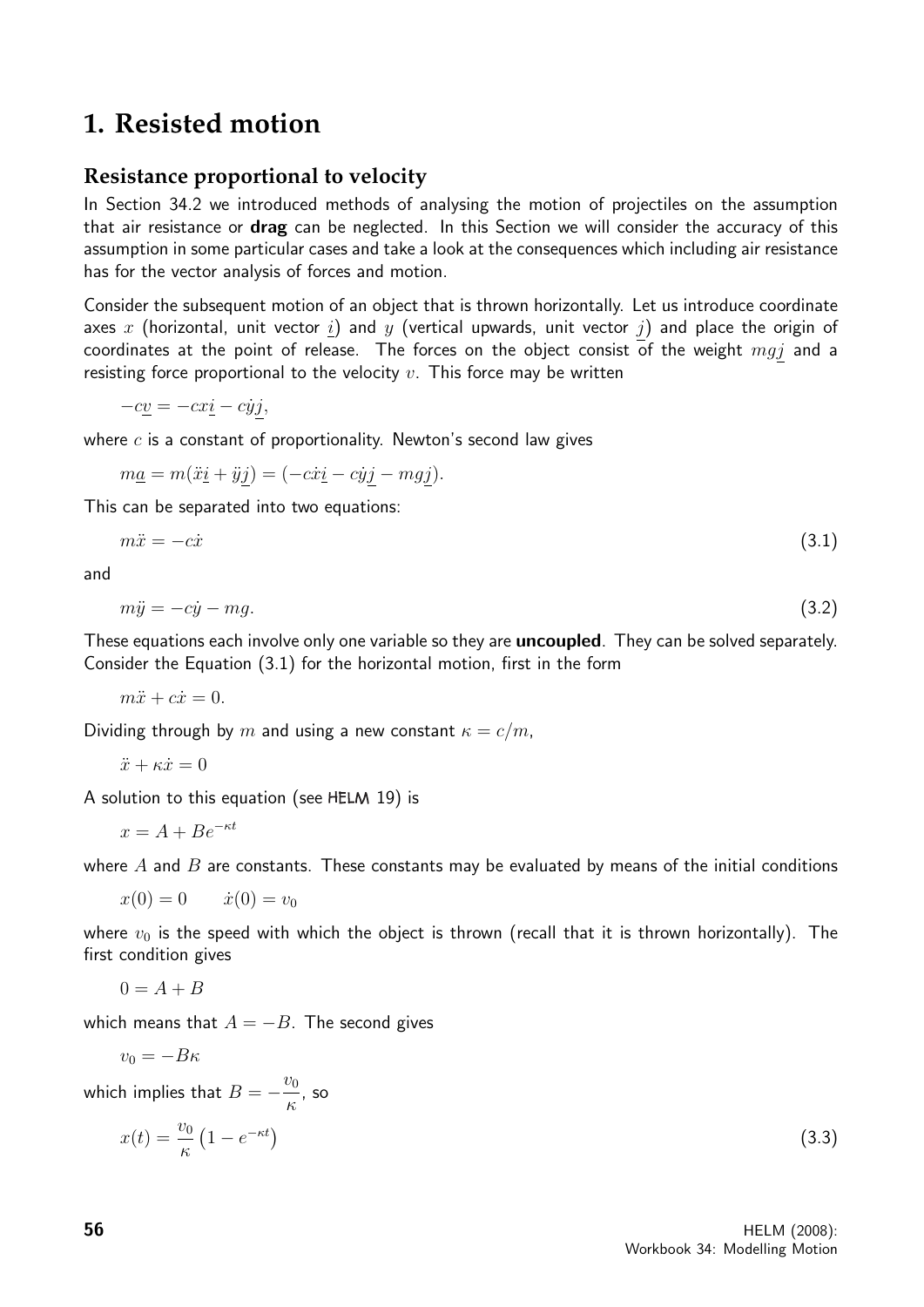# 1. Resisted motion

## Resistance proportional to velocity

In Section 34.2 we introduced methods of analysing the motion of projectiles on the assumption that air resistance or **drag** can be neglected. In this Section we will consider the accuracy of this assumption in some particular cases and take a look at the consequences which including air resistance has for the vector analysis of forces and motion.

Consider the subsequent motion of an object that is thrown horizontally. Let us introduce coordinate axes $x$ (horizontal, unit vector $\underline{i}$) and $y$ (vertical upwards, unit vector $\underline{j}$) and place the origin of coordinates at the point of release. The forces on the object consist of the weight $mg\underline{j}$ and a resisting force proportional to the velocity $v$. This force may be written

$$-c\underline{v} = -c\dot{x}\underline{i} - c\dot{y}\underline{j},$$

where $c$ is a constant of proportionality. Newton's second law gives

$$m\underline{a} = m(\ddot{x}\underline{i} + \ddot{y}\underline{j}) = (-c\dot{x}\underline{i} - c\dot{y}\underline{j} - mg\underline{j}).$$

This can be separated into two equations:

$$m\ddot{x} = -c\dot{x} \qquad (3.1)$$

and

$$m\ddot{y} = -c\dot{y} - mg. \qquad (3.2)$$

These equations each involve only one variable so they are **uncoupled**. They can be solved separately. Consider the Equation (3.1) for the horizontal motion, first in the form

$$m\ddot{x} + c\dot{x} = 0.$$

Dividing through by $m$ and using a new constant $\kappa = c/m$,

$$\ddot{x} + \kappa\dot{x} = 0$$

A solution to this equation (see HELM 19) is

$$x = A + Be^{-\kappa t}$$

where $A$ and $B$ are constants. These constants may be evaluated by means of the initial conditions

$$x(0) = 0 \qquad \dot{x}(0) = v_0$$

where $v_0$ is the speed with which the object is thrown (recall that it is thrown horizontally). The first condition gives

$$0 = A + B$$

which means that $A = -B$. The second gives

$$v_0 = -B\kappa$$

which implies that $B = -\dfrac{v_0}{\kappa}$, so

$$x(t) = \frac{v_0}{\kappa}\left(1 - e^{-\kappa t}\right) \qquad (3.3)$$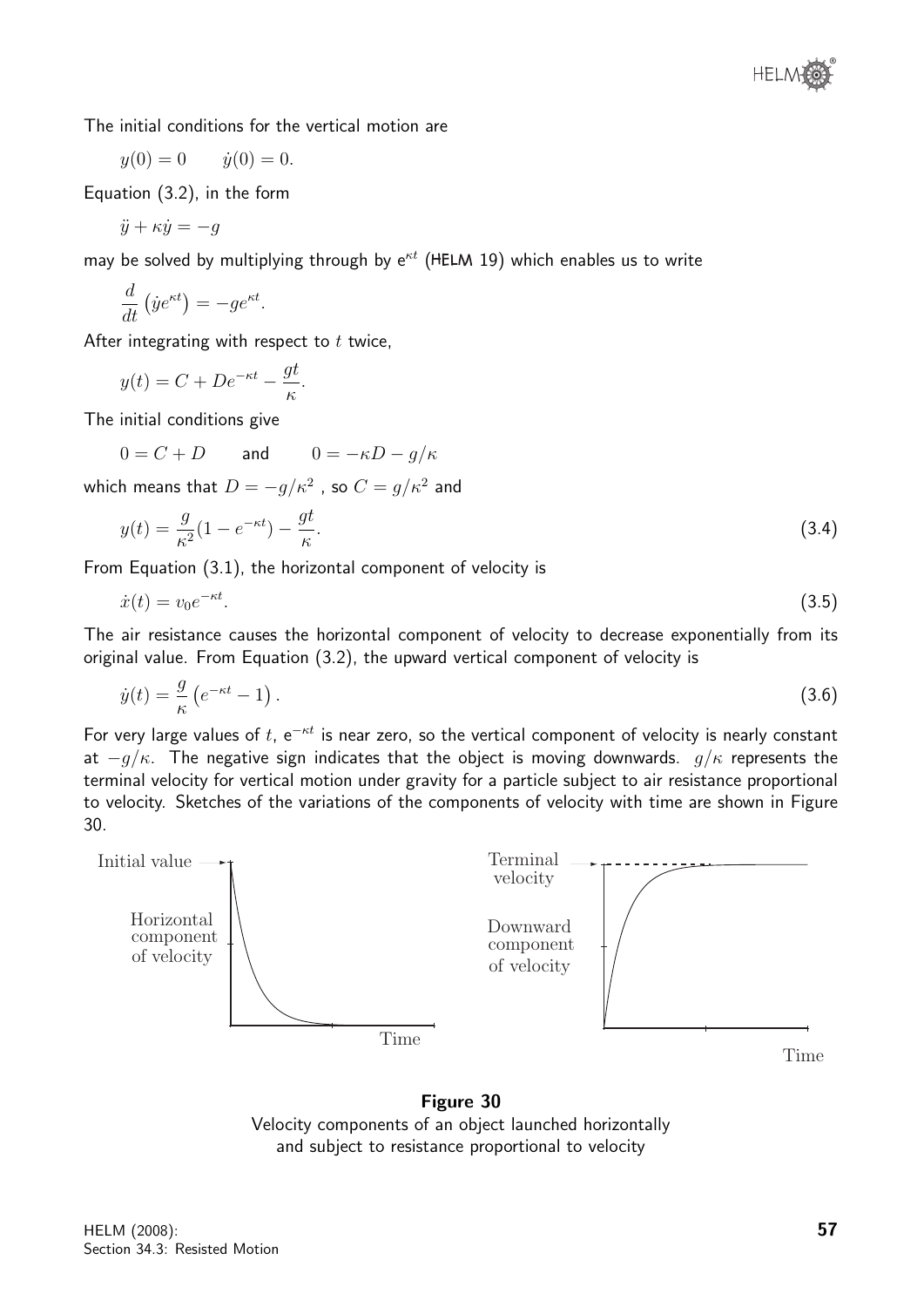The initial conditions for the vertical motion are

$$y(0) = 0 \qquad \dot{y}(0) = 0.$$

Equation (3.2), in the form

$$\ddot{y} + \kappa\dot{y} = -g$$

may be solved by multiplying through by $e^{\kappa t}$ (HELM 19) which enables us to write

$$\frac{d}{dt}\left(\dot{y}e^{\kappa t}\right) = -ge^{\kappa t}.$$

After integrating with respect to $t$ twice,

$$y(t) = C + De^{-\kappa t} - \frac{gt}{\kappa}.$$

The initial conditions give

$$0 = C + D \qquad \text{and} \qquad 0 = -\kappa D - g/\kappa$$

which means that $D = -g/\kappa^2$ , so $C = g/\kappa^2$ and

$$y(t) = \frac{g}{\kappa^2}(1 - e^{-\kappa t}) - \frac{gt}{\kappa}. \tag{3.4}$$

From Equation (3.1), the horizontal component of velocity is

$$\dot{x}(t) = v_0 e^{-\kappa t}. \tag{3.5}$$

The air resistance causes the horizontal component of velocity to decrease exponentially from its original value. From Equation (3.2), the upward vertical component of velocity is

$$\dot{y}(t) = \frac{g}{\kappa}\left(e^{-\kappa t} - 1\right). \tag{3.6}$$

For very large values of $t$, $e^{-\kappa t}$ is near zero, so the vertical component of velocity is nearly constant at $-g/\kappa$. The negative sign indicates that the object is moving downwards. $g/\kappa$ represents the terminal velocity for vertical motion under gravity for a particle subject to air resistance proportional to velocity. Sketches of the variations of the components of velocity with time are shown in Figure 30.

**Figure 30**
Velocity components of an object launched horizontally and subject to resistance proportional to velocity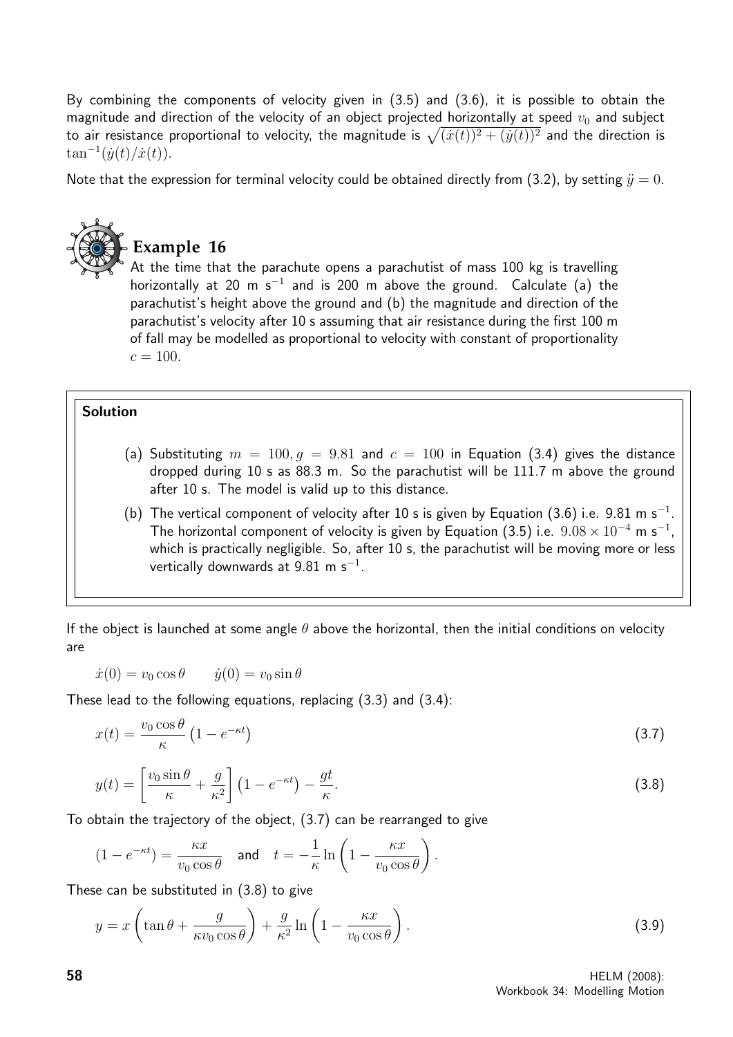By combining the components of velocity given in (3.5) and (3.6), it is possible to obtain the magnitude and direction of the velocity of an object projected horizontally at speed $v_0$ and subject to air resistance proportional to velocity, the magnitude is $\sqrt{(\dot{x}(t))^2 + (\dot{y}(t))^2}$ and the direction is $\tan^{-1}(\dot{y}(t)/\dot{x}(t))$.

Note that the expression for terminal velocity could be obtained directly from (3.2), by setting $\ddot{y} = 0$.

## Example 16

At the time that the parachute opens a parachutist of mass 100 kg is travelling horizontally at 20 m s$^{-1}$ and is 200 m above the ground. Calculate (a) the parachutist's height above the ground and (b) the magnitude and direction of the parachutist's velocity after 10 s assuming that air resistance during the first 100 m of fall may be modelled as proportional to velocity with constant of proportionality $c = 100$.

**Solution**

(a) Substituting $m = 100, g = 9.81$ and $c = 100$ in Equation (3.4) gives the distance dropped during 10 s as 88.3 m. So the parachutist will be 111.7 m above the ground after 10 s. The model is valid up to this distance.

(b) The vertical component of velocity after 10 s is given by Equation (3.6) i.e. 9.81 m s$^{-1}$. The horizontal component of velocity is given by Equation (3.5) i.e. $9.08 \times 10^{-4}$ m s$^{-1}$, which is practically negligible. So, after 10 s, the parachutist will be moving more or less vertically downwards at 9.81 m s$^{-1}$.

If the object is launched at some angle $\theta$ above the horizontal, then the initial conditions on velocity are

$$\dot{x}(0) = v_0 \cos\theta \qquad \dot{y}(0) = v_0 \sin\theta$$

These lead to the following equations, replacing (3.3) and (3.4):

$$x(t) = \frac{v_0 \cos\theta}{\kappa}\left(1 - e^{-\kappa t}\right) \tag{3.7}$$

$$y(t) = \left[\frac{v_0 \sin\theta}{\kappa} + \frac{g}{\kappa^2}\right]\left(1 - e^{-\kappa t}\right) - \frac{gt}{\kappa}. \tag{3.8}$$

To obtain the trajectory of the object, (3.7) can be rearranged to give

$$(1 - e^{-\kappa t}) = \frac{\kappa x}{v_0 \cos\theta} \quad \text{and} \quad t = -\frac{1}{\kappa}\ln\left(1 - \frac{\kappa x}{v_0 \cos\theta}\right).$$

These can be substituted in (3.8) to give

$$y = x\left(\tan\theta + \frac{g}{\kappa v_0 \cos\theta}\right) + \frac{g}{\kappa^2}\ln\left(1 - \frac{\kappa x}{v_0 \cos\theta}\right). \tag{3.9}$$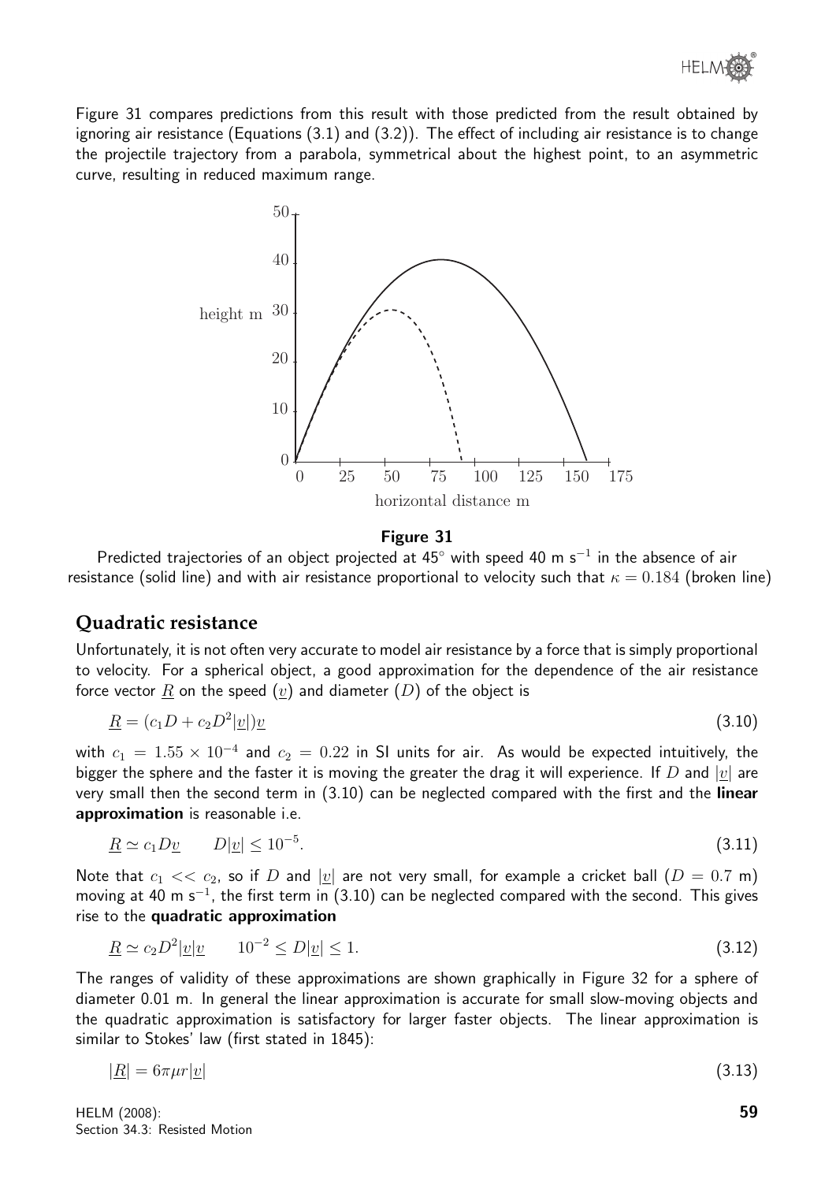Figure 31 compares predictions from this result with those predicted from the result obtained by ignoring air resistance (Equations (3.1) and (3.2)). The effect of including air resistance is to change the projectile trajectory from a parabola, symmetrical about the highest point, to an asymmetric curve, resulting in reduced maximum range.

**Figure 31**

Predicted trajectories of an object projected at 45° with speed 40 m s$^{-1}$ in the absence of air resistance (solid line) and with air resistance proportional to velocity such that $\kappa = 0.184$ (broken line)

## Quadratic resistance

Unfortunately, it is not often very accurate to model air resistance by a force that is simply proportional to velocity. For a spherical object, a good approximation for the dependence of the air resistance force vector $\underline{R}$ on the speed ($\underline{v}$) and diameter ($D$) of the object is

$$\underline{R} = (c_1 D + c_2 D^2 |\underline{v}|)\underline{v} \qquad (3.10)$$

with $c_1 = 1.55 \times 10^{-4}$ and $c_2 = 0.22$ in SI units for air. As would be expected intuitively, the bigger the sphere and the faster it is moving the greater the drag it will experience. If $D$ and $|\underline{v}|$ are very small then the second term in (3.10) can be neglected compared with the first and the **linear approximation** is reasonable i.e.

$$\underline{R} \simeq c_1 D \underline{v} \qquad D|\underline{v}| \leq 10^{-5}. \qquad (3.11)$$

Note that $c_1 << c_2$, so if $D$ and $|\underline{v}|$ are not very small, for example a cricket ball ($D = 0.7$ m) moving at 40 m s$^{-1}$, the first term in (3.10) can be neglected compared with the second. This gives rise to the **quadratic approximation**

$$\underline{R} \simeq c_2 D^2 |\underline{v}|\underline{v} \qquad 10^{-2} \leq D|\underline{v}| \leq 1. \qquad (3.12)$$

The ranges of validity of these approximations are shown graphically in Figure 32 for a sphere of diameter 0.01 m. In general the linear approximation is accurate for small slow-moving objects and the quadratic approximation is satisfactory for larger faster objects. The linear approximation is similar to Stokes' law (first stated in 1845):

$$|\underline{R}| = 6\pi\mu r|\underline{v}| \qquad (3.13)$$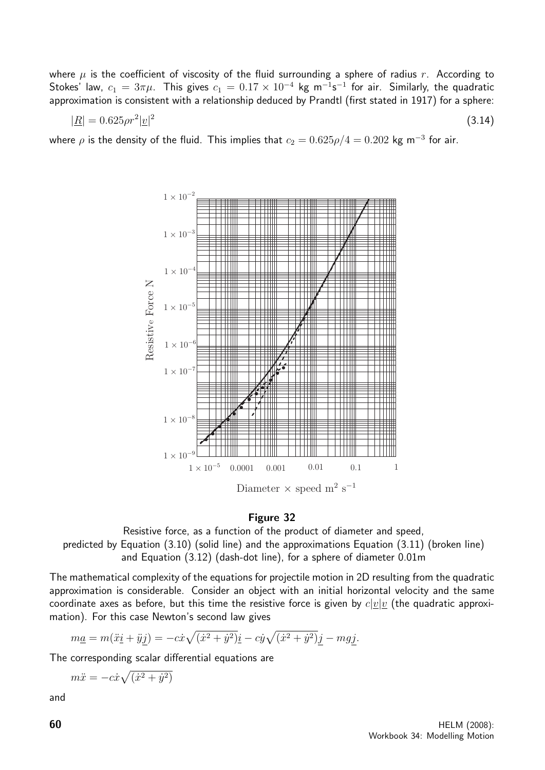where $\mu$ is the coefficient of viscosity of the fluid surrounding a sphere of radius $r$. According to Stokes' law, $c_1 = 3\pi\mu$. This gives $c_1 = 0.17 \times 10^{-4}$ kg m$^{-1}$s$^{-1}$ for air. Similarly, the quadratic approximation is consistent with a relationship deduced by Prandtl (first stated in 1917) for a sphere:

$$|\underline{R}| = 0.625\rho r^2 |\underline{v}|^2 \qquad (3.14)$$

where $\rho$ is the density of the fluid. This implies that $c_2 = 0.625\rho/4 = 0.202$ kg m$^{-3}$ for air.

**Figure 32**

Resistive force, as a function of the product of diameter and speed, predicted by Equation (3.10) (solid line) and the approximations Equation (3.11) (broken line) and Equation (3.12) (dash-dot line), for a sphere of diameter 0.01m

The mathematical complexity of the equations for projectile motion in 2D resulting from the quadratic approximation is considerable. Consider an object with an initial horizontal velocity and the same coordinate axes as before, but this time the resistive force is given by $c|\underline{v}|\underline{v}$ (the quadratic approximation). For this case Newton's second law gives

$$m\underline{a} = m(\ddot{x}\underline{i} + \ddot{y}\underline{j}) = -c\dot{x}\sqrt{(\dot{x}^2 + \dot{y}^2)}\underline{i} - c\dot{y}\sqrt{(\dot{x}^2 + \dot{y}^2)}\underline{j} - mg\underline{j}.$$

The corresponding scalar differential equations are

$$m\ddot{x} = -c\dot{x}\sqrt{(\dot{x}^2 + \dot{y}^2)}$$

and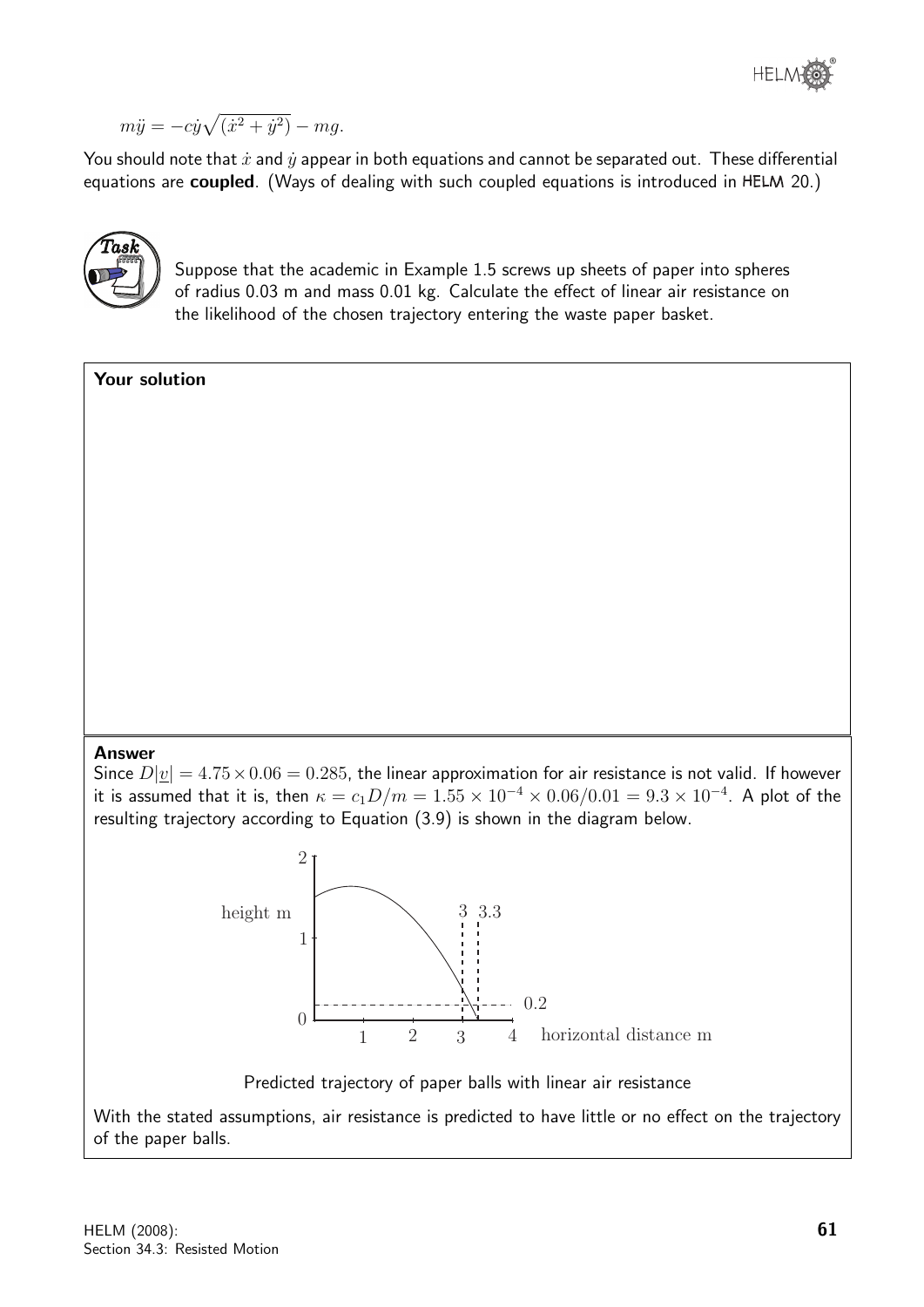$$m\ddot{y} = -c\dot{y}\sqrt{(\dot{x}^2 + \dot{y}^2)} - mg.$$

You should note that $\dot{x}$ and $\dot{y}$ appear in both equations and cannot be separated out. These differential equations are **coupled**. (Ways of dealing with such coupled equations is introduced in HELM 20.)

**Task**

Suppose that the academic in Example 1.5 screws up sheets of paper into spheres of radius 0.03 m and mass 0.01 kg. Calculate the effect of linear air resistance on the likelihood of the chosen trajectory entering the waste paper basket.

**Your solution**

**Answer**

Since $D|\underline{v}| = 4.75 \times 0.06 = 0.285$, the linear approximation for air resistance is not valid. If however it is assumed that it is, then $\kappa = c_1 D/m = 1.55 \times 10^{-4} \times 0.06/0.01 = 9.3 \times 10^{-4}$. A plot of the resulting trajectory according to Equation (3.9) is shown in the diagram below.

Predicted trajectory of paper balls with linear air resistance

With the stated assumptions, air resistance is predicted to have little or no effect on the trajectory of the paper balls.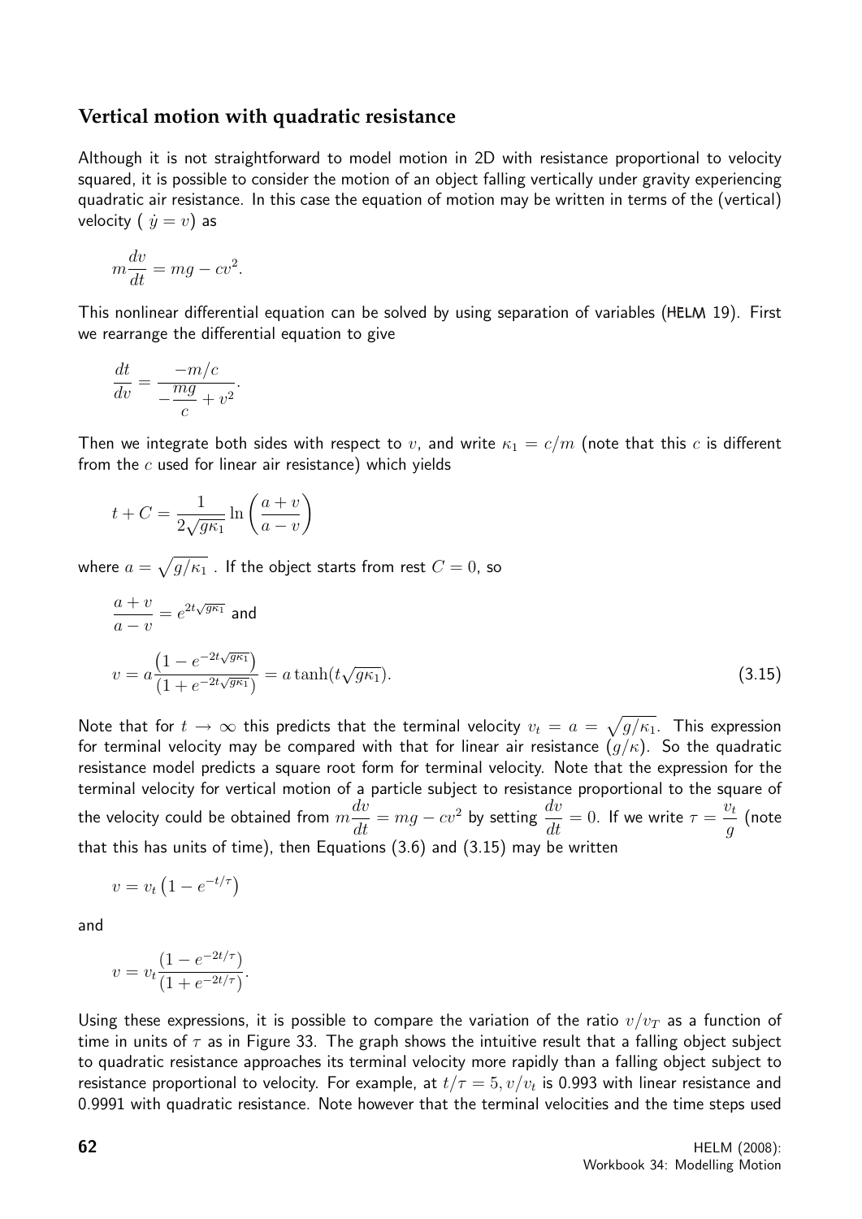## Vertical motion with quadratic resistance

Although it is not straightforward to model motion in 2D with resistance proportional to velocity squared, it is possible to consider the motion of an object falling vertically under gravity experiencing quadratic air resistance. In this case the equation of motion may be written in terms of the (vertical) velocity ( $\dot{y} = v$) as

$$m\frac{dv}{dt} = mg - cv^2.$$

This nonlinear differential equation can be solved by using separation of variables (HELM 19). First we rearrange the differential equation to give

$$\frac{dt}{dv} = \frac{-m/c}{-\dfrac{mg}{c} + v^2}.$$

Then we integrate both sides with respect to $v$, and write $\kappa_1 = c/m$ (note that this $c$ is different from the $c$ used for linear air resistance) which yields

$$t + C = \frac{1}{2\sqrt{g\kappa_1}} \ln\left(\frac{a+v}{a-v}\right)$$

where $a = \sqrt{g/\kappa_1}$ . If the object starts from rest $C = 0$, so

$$\frac{a+v}{a-v} = e^{2t\sqrt{g\kappa_1}} \text{ and}$$

$$v = a\frac{\left(1 - e^{-2t\sqrt{g\kappa_1}}\right)}{\left(1 + e^{-2t\sqrt{g\kappa_1}}\right)} = a\tanh(t\sqrt{g\kappa_1}). \qquad (3.15)$$

Note that for $t \to \infty$ this predicts that the terminal velocity $v_t = a = \sqrt{g/\kappa_1}$. This expression for terminal velocity may be compared with that for linear air resistance $(g/\kappa)$. So the quadratic resistance model predicts a square root form for terminal velocity. Note that the expression for the terminal velocity for vertical motion of a particle subject to resistance proportional to the square of the velocity could be obtained from $m\dfrac{dv}{dt} = mg - cv^2$ by setting $\dfrac{dv}{dt} = 0$. If we write $\tau = \dfrac{v_t}{g}$ (note that this has units of time), then Equations (3.6) and (3.15) may be written

$$v = v_t\left(1 - e^{-t/\tau}\right)$$

and

$$v = v_t\frac{(1 - e^{-2t/\tau})}{(1 + e^{-2t/\tau})}.$$

Using these expressions, it is possible to compare the variation of the ratio $v/v_T$ as a function of time in units of $\tau$ as in Figure 33. The graph shows the intuitive result that a falling object subject to quadratic resistance approaches its terminal velocity more rapidly than a falling object subject to resistance proportional to velocity. For example, at $t/\tau = 5, v/v_t$ is 0.993 with linear resistance and 0.9991 with quadratic resistance. Note however that the terminal velocities and the time steps used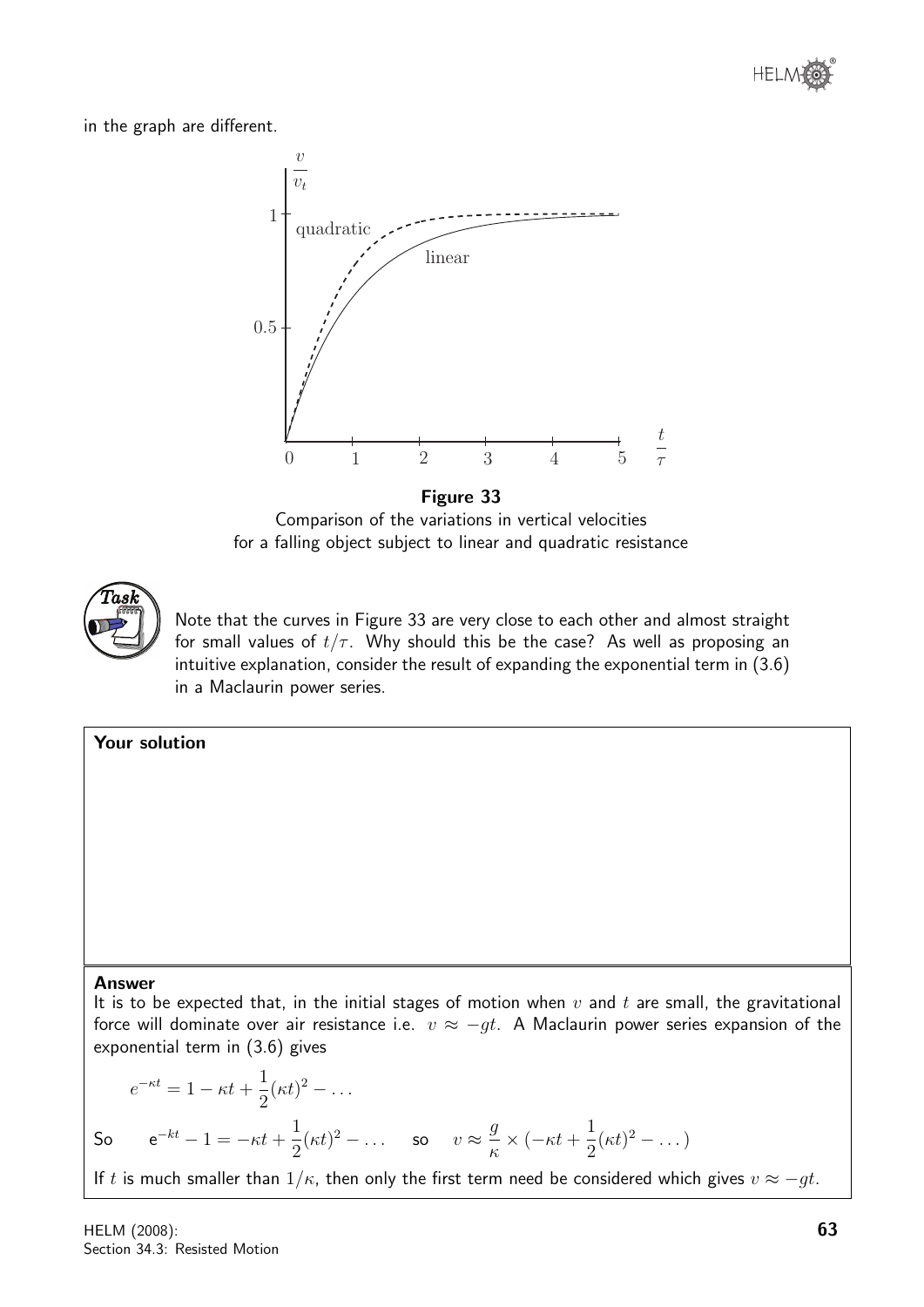in the graph are different.

$\frac{v}{v_t}$

1

0.5

quadratic

linear

0 1 2 3 4 5 $\frac{t}{\tau}$

**Figure 33**

Comparison of the variations in vertical velocities for a falling object subject to linear and quadratic resistance

**Task**

Note that the curves in Figure 33 are very close to each other and almost straight for small values of $t/\tau$. Why should this be the case? As well as proposing an intuitive explanation, consider the result of expanding the exponential term in (3.6) in a Maclaurin power series.

**Your solution**

**Answer**

It is to be expected that, in the initial stages of motion when $v$ and $t$ are small, the gravitational force will dominate over air resistance i.e. $v \approx -gt$. A Maclaurin power series expansion of the exponential term in (3.6) gives

$$e^{-\kappa t} = 1 - \kappa t + \frac{1}{2}(\kappa t)^2 - \ldots$$

So $\quad e^{-kt} - 1 = -\kappa t + \frac{1}{2}(\kappa t)^2 - \ldots \quad$ so $\quad v \approx \frac{g}{\kappa} \times (-\kappa t + \frac{1}{2}(\kappa t)^2 - \ldots)$

If $t$ is much smaller than $1/\kappa$, then only the first term need be considered which gives $v \approx -gt$.